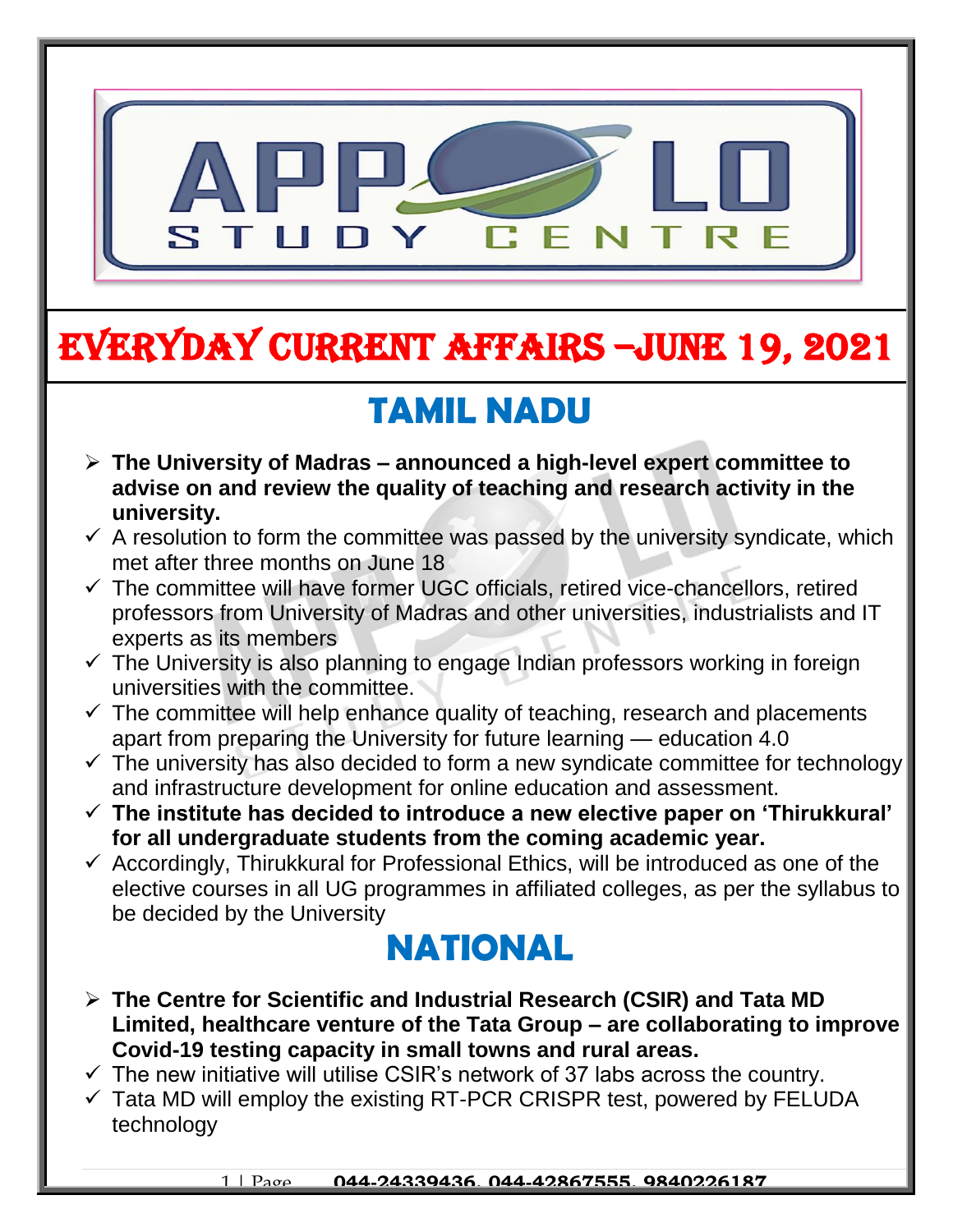# EVERYDAY CURRENT AFFAIRS –JUNE 19, 2021

## TAMIL NADU

- **The University of Madras – announced a high-level expert committee to advise on and review the quality of teaching and research activity in the university.**
  - ✓ A resolution to form the committee was passed by the university syndicate, which met after three months on June 18
  - ✓ The committee will have former UGC officials, retired vice-chancellors, retired professors from University of Madras and other universities, industrialists and IT experts as its members
  - ✓ The University is also planning to engage Indian professors working in foreign universities with the committee.
  - ✓ The committee will help enhance quality of teaching, research and placements apart from preparing the University for future learning — education 4.0
  - ✓ The university has also decided to form a new syndicate committee for technology and infrastructure development for online education and assessment.
  - ✓ **The institute has decided to introduce a new elective paper on 'Thirukkural' for all undergraduate students from the coming academic year.**
  - ✓ Accordingly, Thirukkural for Professional Ethics, will be introduced as one of the elective courses in all UG programmes in affiliated colleges, as per the syllabus to be decided by the University

## NATIONAL

- **The Centre for Scientific and Industrial Research (CSIR) and Tata MD Limited, healthcare venture of the Tata Group – are collaborating to improve Covid-19 testing capacity in small towns and rural areas.**
  - ✓ The new initiative will utilise CSIR's network of 37 labs across the country.
  - ✓ Tata MD will employ the existing RT-PCR CRISPR test, powered by FELUDA technology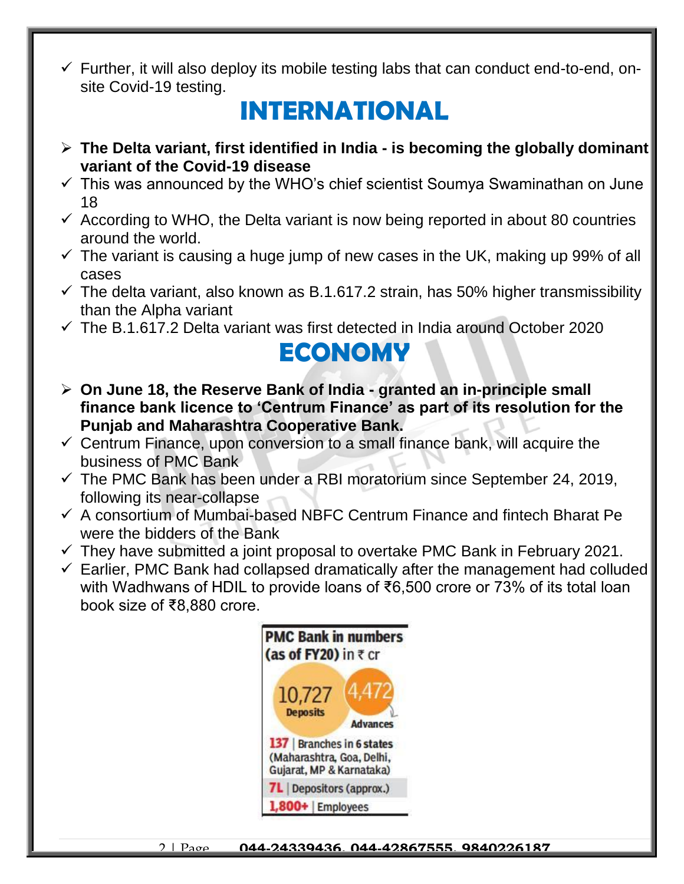- ✓ Further, it will also deploy its mobile testing labs that can conduct end-to-end, on-site Covid-19 testing.

# INTERNATIONAL

- ➢ **The Delta variant, first identified in India - is becoming the globally dominant variant of the Covid-19 disease**
- ✓ This was announced by the WHO's chief scientist Soumya Swaminathan on June 18
- ✓ According to WHO, the Delta variant is now being reported in about 80 countries around the world.
- ✓ The variant is causing a huge jump of new cases in the UK, making up 99% of all cases
- ✓ The delta variant, also known as B.1.617.2 strain, has 50% higher transmissibility than the Alpha variant
- ✓ The B.1.617.2 Delta variant was first detected in India around October 2020

# ECONOMY

- ➢ **On June 18, the Reserve Bank of India - granted an in-principle small finance bank licence to 'Centrum Finance' as part of its resolution for the Punjab and Maharashtra Cooperative Bank.**
- ✓ Centrum Finance, upon conversion to a small finance bank, will acquire the business of PMC Bank
- ✓ The PMC Bank has been under a RBI moratorium since September 24, 2019, following its near-collapse
- ✓ A consortium of Mumbai-based NBFC Centrum Finance and fintech Bharat Pe were the bidders of the Bank
- ✓ They have submitted a joint proposal to overtake PMC Bank in February 2021.
- ✓ Earlier, PMC Bank had collapsed dramatically after the management had colluded with Wadhwans of HDIL to provide loans of ₹6,500 crore or 73% of its total loan book size of ₹8,880 crore.

**PMC Bank in numbers (as of FY20)** in ₹ cr

10,727 Deposits | 4,472 Advances

137 | Branches in 6 states (Maharashtra, Goa, Delhi, Gujarat, MP & Karnataka)

7L | Depositors (approx.)

1,800+ | Employees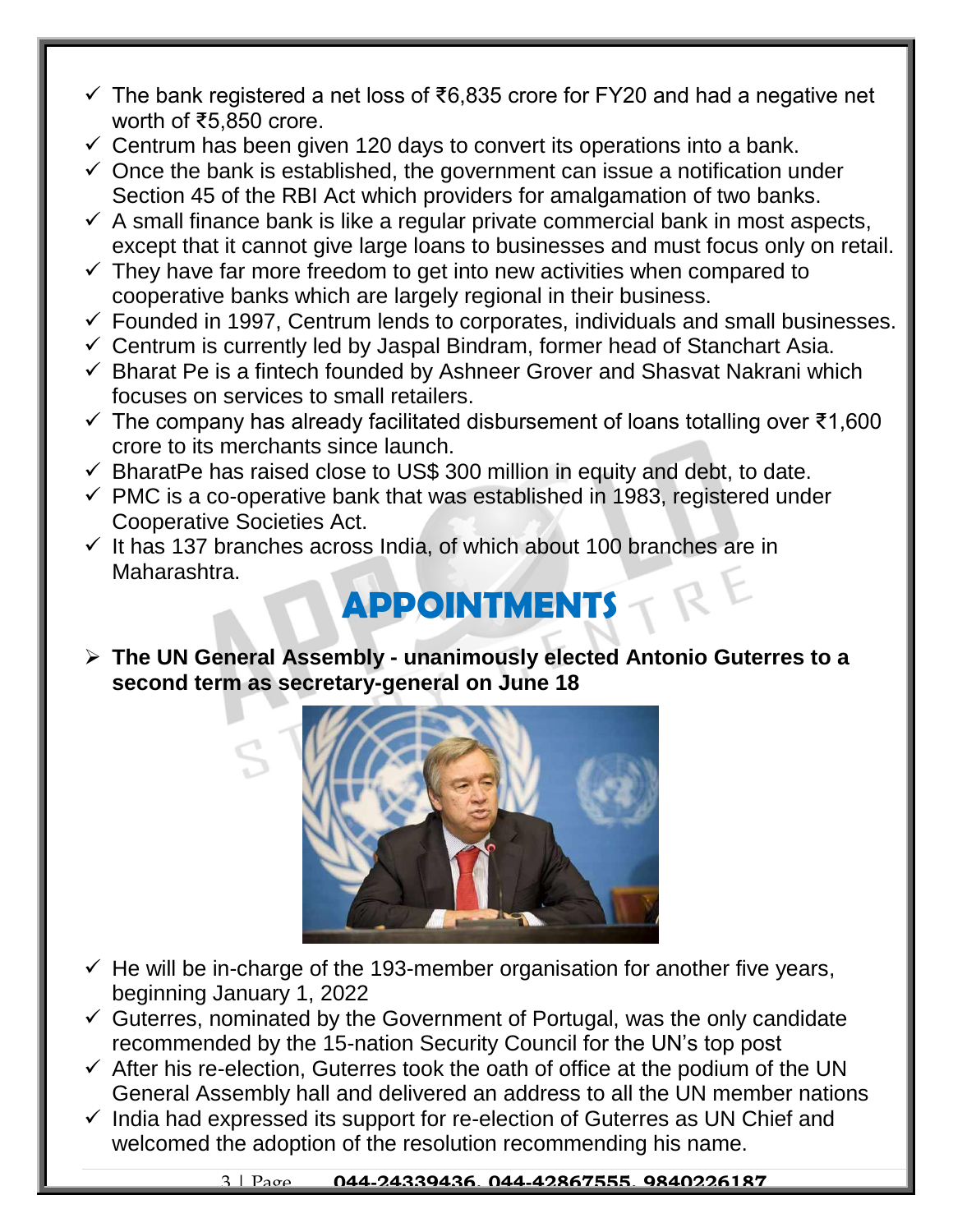- ✓ The bank registered a net loss of ₹6,835 crore for FY20 and had a negative net worth of ₹5,850 crore.
- ✓ Centrum has been given 120 days to convert its operations into a bank.
- ✓ Once the bank is established, the government can issue a notification under Section 45 of the RBI Act which providers for amalgamation of two banks.
- ✓ A small finance bank is like a regular private commercial bank in most aspects, except that it cannot give large loans to businesses and must focus only on retail.
- ✓ They have far more freedom to get into new activities when compared to cooperative banks which are largely regional in their business.
- ✓ Founded in 1997, Centrum lends to corporates, individuals and small businesses.
- ✓ Centrum is currently led by Jaspal Bindram, former head of Stanchart Asia.
- ✓ Bharat Pe is a fintech founded by Ashneer Grover and Shasvat Nakrani which focuses on services to small retailers.
- ✓ The company has already facilitated disbursement of loans totalling over ₹1,600 crore to its merchants since launch.
- ✓ BharatPe has raised close to US$ 300 million in equity and debt, to date.
- ✓ PMC is a co-operative bank that was established in 1983, registered under Cooperative Societies Act.
- ✓ It has 137 branches across India, of which about 100 branches are in Maharashtra.

# APPOINTMENTS

- **The UN General Assembly - unanimously elected Antonio Guterres to a second term as secretary-general on June 18**

- ✓ He will be in-charge of the 193-member organisation for another five years, beginning January 1, 2022
- ✓ Guterres, nominated by the Government of Portugal, was the only candidate recommended by the 15-nation Security Council for the UN's top post
- ✓ After his re-election, Guterres took the oath of office at the podium of the UN General Assembly hall and delivered an address to all the UN member nations
- ✓ India had expressed its support for re-election of Guterres as UN Chief and welcomed the adoption of the resolution recommending his name.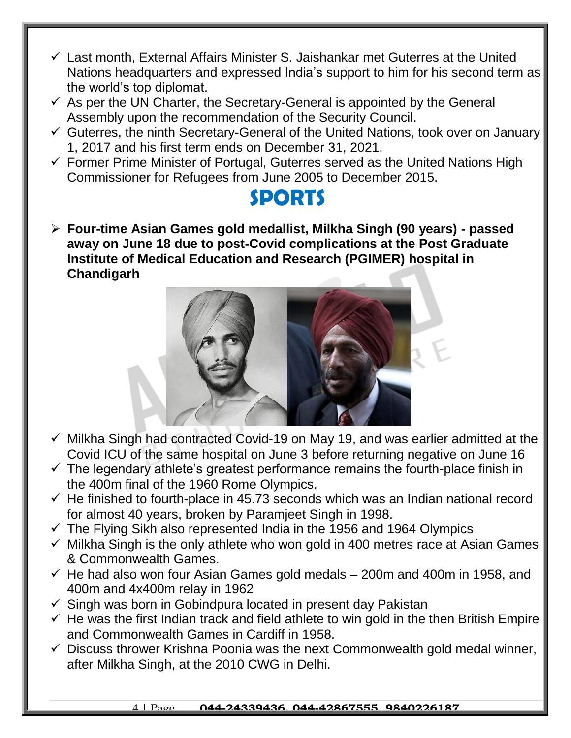- Last month, External Affairs Minister S. Jaishankar met Guterres at the United Nations headquarters and expressed India's support to him for his second term as the world's top diplomat.
- As per the UN Charter, the Secretary-General is appointed by the General Assembly upon the recommendation of the Security Council.
- Guterres, the ninth Secretary-General of the United Nations, took over on January 1, 2017 and his first term ends on December 31, 2021.
- Former Prime Minister of Portugal, Guterres served as the United Nations High Commissioner for Refugees from June 2005 to December 2015.

# SPORTS

- **Four-time Asian Games gold medallist, Milkha Singh (90 years) - passed away on June 18 due to post-Covid complications at the Post Graduate Institute of Medical Education and Research (PGIMER) hospital in Chandigarh**

- Milkha Singh had contracted Covid-19 on May 19, and was earlier admitted at the Covid ICU of the same hospital on June 3 before returning negative on June 16
- The legendary athlete's greatest performance remains the fourth-place finish in the 400m final of the 1960 Rome Olympics.
- He finished to fourth-place in 45.73 seconds which was an Indian national record for almost 40 years, broken by Paramjeet Singh in 1998.
- The Flying Sikh also represented India in the 1956 and 1964 Olympics
- Milkha Singh is the only athlete who won gold in 400 metres race at Asian Games & Commonwealth Games.
- He had also won four Asian Games gold medals – 200m and 400m in 1958, and 400m and 4x400m relay in 1962
- Singh was born in Gobindpura located in present day Pakistan
- He was the first Indian track and field athlete to win gold in the then British Empire and Commonwealth Games in Cardiff in 1958.
- Discuss thrower Krishna Poonia was the next Commonwealth gold medal winner, after Milkha Singh, at the 2010 CWG in Delhi.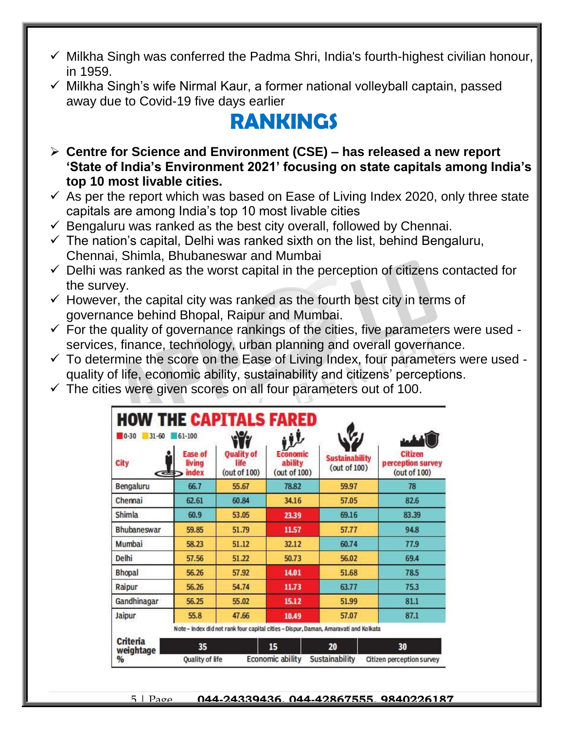- ✓ Milkha Singh was conferred the Padma Shri, India's fourth-highest civilian honour, in 1959.
- ✓ Milkha Singh's wife Nirmal Kaur, a former national volleyball captain, passed away due to Covid-19 five days earlier

# RANKINGS

- ➢ **Centre for Science and Environment (CSE) – has released a new report 'State of India's Environment 2021' focusing on state capitals among India's top 10 most livable cities.**
- ✓ As per the report which was based on Ease of Living Index 2020, only three state capitals are among India's top 10 most livable cities
- ✓ Bengaluru was ranked as the best city overall, followed by Chennai.
- ✓ The nation's capital, Delhi was ranked sixth on the list, behind Bengaluru, Chennai, Shimla, Bhubaneswar and Mumbai
- ✓ Delhi was ranked as the worst capital in the perception of citizens contacted for the survey.
- ✓ However, the capital city was ranked as the fourth best city in terms of governance behind Bhopal, Raipur and Mumbai.
- ✓ For the quality of governance rankings of the cities, five parameters were used - services, finance, technology, urban planning and overall governance.
- ✓ To determine the score on the Ease of Living Index, four parameters were used - quality of life, economic ability, sustainability and citizens' perceptions.
- ✓ The cities were given scores on all four parameters out of 100.

**HOW THE CAPITALS FARED**

0-30 | 31-60 | 61-100

| City | Ease of living index | Quality of life (out of 100) | Economic ability (out of 100) | Sustainability (out of 100) | Citizen perception survey (out of 100) |
|---|---|---|---|---|---|
| Bengaluru | 66.7 | 55.67 | 78.82 | 59.97 | 78 |
| Chennai | 62.61 | 60.84 | 34.16 | 57.05 | 82.6 |
| Shimla | 60.9 | 53.05 | 23.39 | 69.16 | 83.39 |
| Bhubaneswar | 59.85 | 51.79 | 11.57 | 57.77 | 94.8 |
| Mumbai | 58.23 | 51.12 | 32.12 | 60.74 | 77.9 |
| Delhi | 57.56 | 51.22 | 50.73 | 56.02 | 69.4 |
| Bhopal | 56.26 | 57.92 | 14.01 | 51.68 | 78.5 |
| Raipur | 56.26 | 54.74 | 11.73 | 63.77 | 75.3 |
| Gandhinagar | 56.25 | 55.02 | 15.12 | 51.99 | 81.1 |
| Jaipur | 55.8 | 47.66 | 10.49 | 57.07 | 87.1 |

Note – Index did not rank four capital cities – Dispur, Daman, Amaravati and Kolkata

| Criteria weightage % | Quality of life | Economic ability | Sustainability | Citizen perception survey |
|---|---|---|---|---|
| | 35 | 15 | 20 | 30 |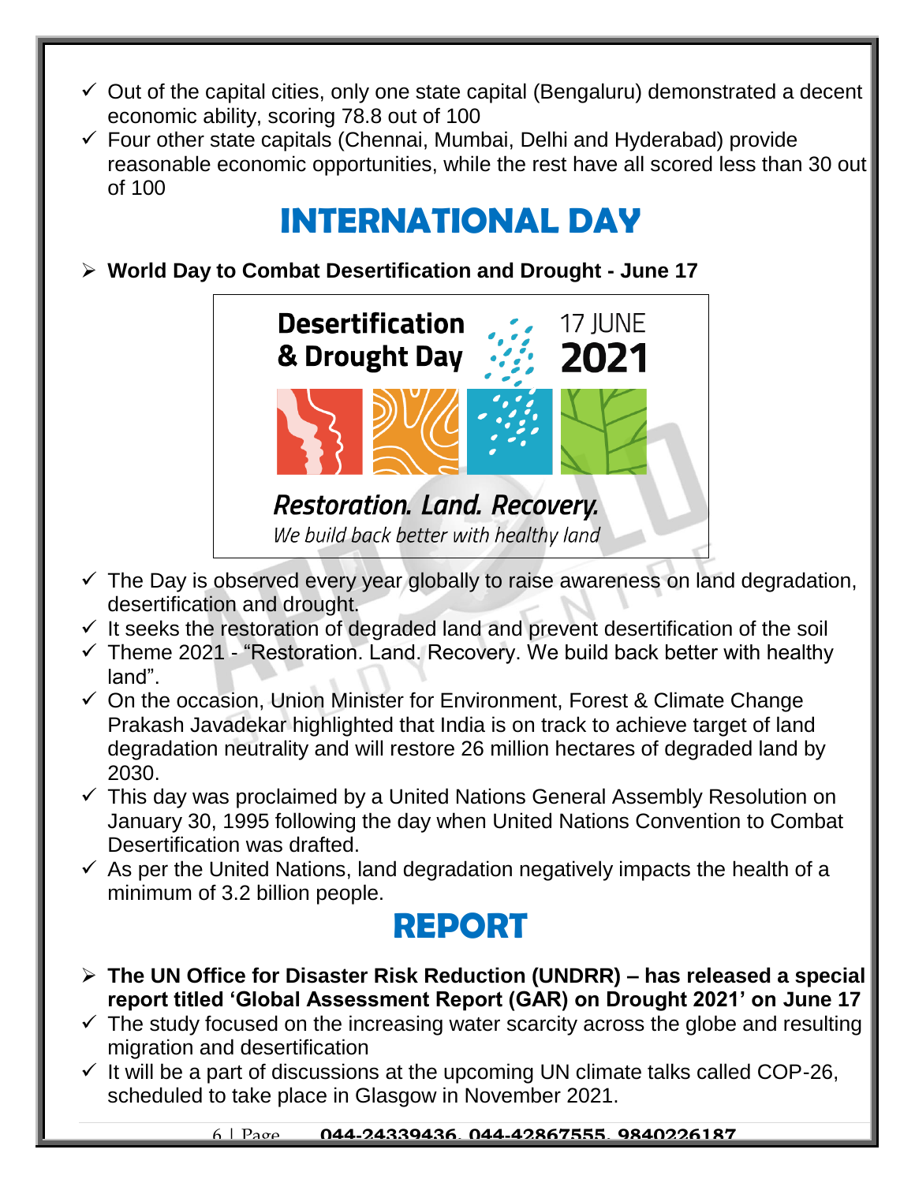- ✓ Out of the capital cities, only one state capital (Bengaluru) demonstrated a decent economic ability, scoring 78.8 out of 100
- ✓ Four other state capitals (Chennai, Mumbai, Delhi and Hyderabad) provide reasonable economic opportunities, while the rest have all scored less than 30 out of 100

# INTERNATIONAL DAY

- **World Day to Combat Desertification and Drought - June 17**

Desertification & Drought Day 17 JUNE 2021

*Restoration. Land. Recovery.*
*We build back better with healthy land*

- ✓ The Day is observed every year globally to raise awareness on land degradation, desertification and drought.
- ✓ It seeks the restoration of degraded land and prevent desertification of the soil
- ✓ Theme 2021 - "Restoration. Land. Recovery. We build back better with healthy land".
- ✓ On the occasion, Union Minister for Environment, Forest & Climate Change Prakash Javadekar highlighted that India is on track to achieve target of land degradation neutrality and will restore 26 million hectares of degraded land by 2030.
- ✓ This day was proclaimed by a United Nations General Assembly Resolution on January 30, 1995 following the day when United Nations Convention to Combat Desertification was drafted.
- ✓ As per the United Nations, land degradation negatively impacts the health of a minimum of 3.2 billion people.

# REPORT

- **The UN Office for Disaster Risk Reduction (UNDRR) – has released a special report titled 'Global Assessment Report (GAR) on Drought 2021' on June 17**
- ✓ The study focused on the increasing water scarcity across the globe and resulting migration and desertification
- ✓ It will be a part of discussions at the upcoming UN climate talks called COP-26, scheduled to take place in Glasgow in November 2021.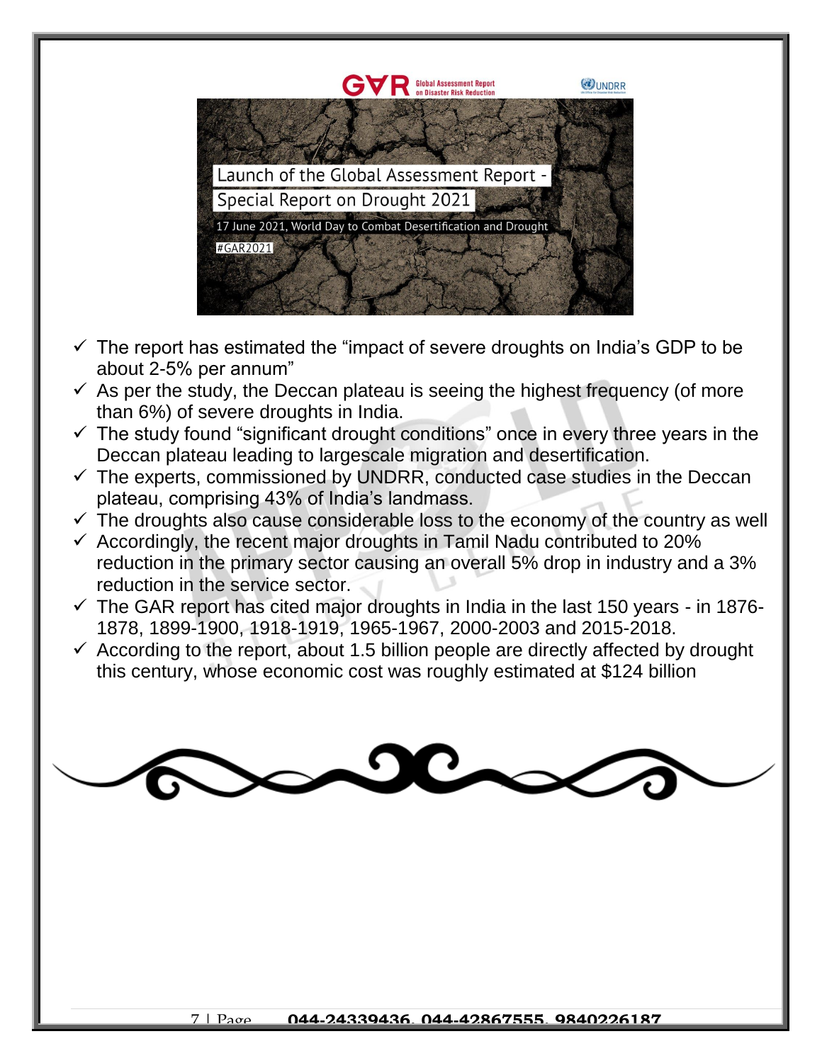- ✓ The report has estimated the "impact of severe droughts on India's GDP to be about 2-5% per annum"
- ✓ As per the study, the Deccan plateau is seeing the highest frequency (of more than 6%) of severe droughts in India.
- ✓ The study found "significant drought conditions" once in every three years in the Deccan plateau leading to largescale migration and desertification.
- ✓ The experts, commissioned by UNDRR, conducted case studies in the Deccan plateau, comprising 43% of India's landmass.
- ✓ The droughts also cause considerable loss to the economy of the country as well
- ✓ Accordingly, the recent major droughts in Tamil Nadu contributed to 20% reduction in the primary sector causing an overall 5% drop in industry and a 3% reduction in the service sector.
- ✓ The GAR report has cited major droughts in India in the last 150 years - in 1876-1878, 1899-1900, 1918-1919, 1965-1967, 2000-2003 and 2015-2018.
- ✓ According to the report, about 1.5 billion people are directly affected by drought this century, whose economic cost was roughly estimated at $124 billion